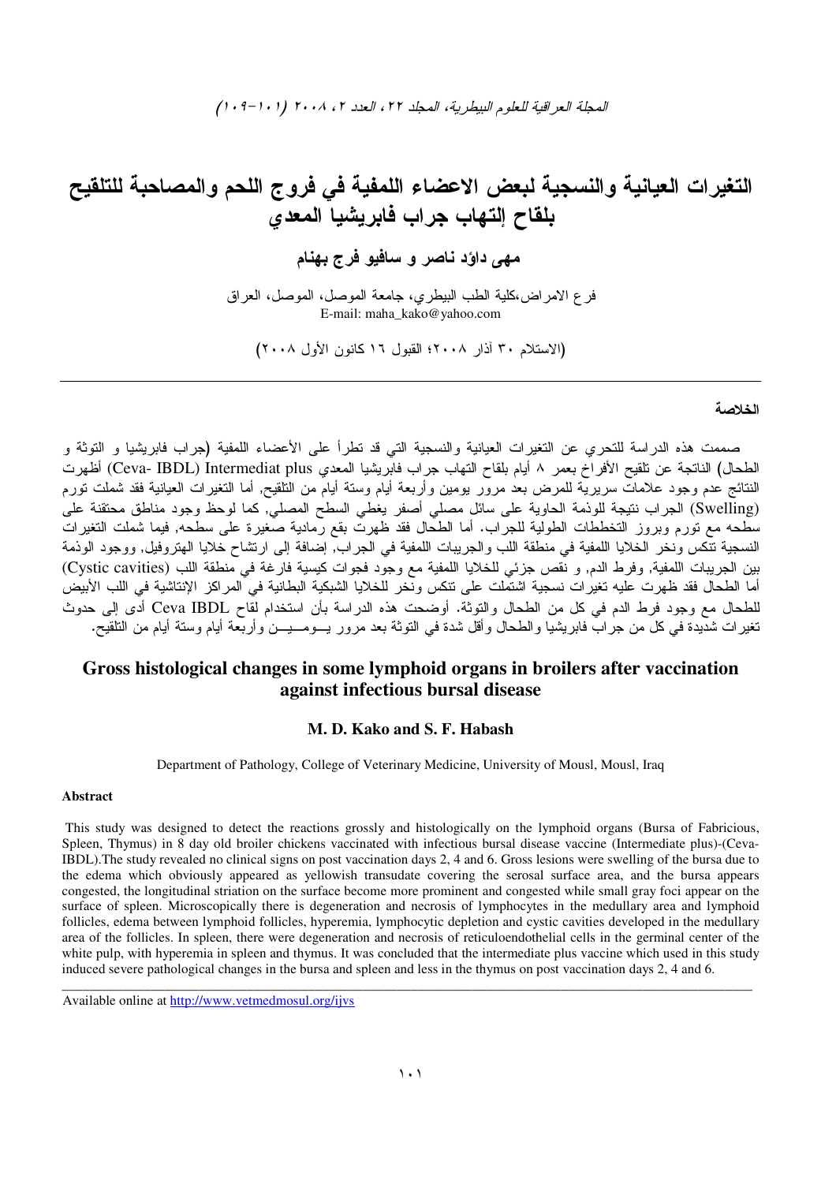# التغيرات العيانية والنسجية لبعض الاعضاء اللمفية في فروج اللحم والمصاحبة للتلقيح بلقاح إلتهاب جراب فابريشيا المعدي

**مهى داؤد ناصر و سافيو فرج بهنام**

فرع الامراض،كلية الطب البيطري، جامعة الموصل، الموصل، العراق
E-mail: maha_kako@yahoo.com

(الاستلام ٣٠ آذار ٢٠٠٨؛ القبول ١٦ كانون الأول ٢٠٠٨)

---

**الخلاصة**

صممت هذه الدراسة للتحري عن التغيرات العيانية والنسجية التي قد تطرأ على الأعضاء اللمفية (جراب فابريشيا و التوثة و الطحال) الناتجة عن تلقيح الأفراخ بعمر ٨ أيام بلقاح التهاب جراب فابريشيا المعدي Intermediat plus (Ceva- IBDL) أظهرت النتائج عدم وجود علامات سريرية للمرض بعد مرور يومين وأربعة أيام وستة أيام من التلقيح, أما التغيرات العيانية فقد شملت تورم (Swelling) الجراب نتيجة للوذمة الحاوية على سائل مصلي أصفر يغطي السطح المصلي, كما لوحظ وجود مناطق محتقنة على سطحه مع تورم وبروز التخططات الطولية للجراب. أما الطحال فقد ظهرت بقع رمادية صغيرة على سطحه, فيما شملت التغيرات النسجية تنكس ونخر الخلايا اللمفية في منطقة اللب والجريبات اللمفية في الجراب, إضافة إلى ارتشاح خلايا الهتروفيل, ووجود الوذمة بين الجريبات اللمفية, وفرط الدم, و نقص جزئي للخلايا اللمفية مع وجود فجوات كيسية فارغة في منطقة اللب (Cystic cavities) أما الطحال فقد ظهرت عليه تغيرات نسجية اشتملت على تنكس ونخر للخلايا الشبكية البطانية في المراكز الإنتاشية في اللب الأبيض للطحال مع وجود فرط الدم في كل من الطحال والتوثة. أوضحت هذه الدراسة بأن استخدام لقاح Ceva IBDL أدى إلى حدوث تغيرات شديدة في كل من جراب فابريشيا والطحال وأقل شدة في التوثة بعد مرور يومين وأربعة أيام وستة أيام من التلقيح.

# Gross histological changes in some lymphoid organs in broilers after vaccination against infectious bursal disease

**M. D. Kako and S. F. Habash**

Department of Pathology, College of Veterinary Medicine, University of Mousl, Mousl, Iraq

**Abstract**

This study was designed to detect the reactions grossly and histologically on the lymphoid organs (Bursa of Fabricious, Spleen, Thymus) in 8 day old broiler chickens vaccinated with infectious bursal disease vaccine (Intermediate plus)-(Ceva-IBDL).The study revealed no clinical signs on post vaccination days 2, 4 and 6. Gross lesions were swelling of the bursa due to the edema which obviously appeared as yellowish transudate covering the serosal surface area, and the bursa appears congested, the longitudinal striation on the surface become more prominent and congested while small gray foci appear on the surface of spleen. Microscopically there is degeneration and necrosis of lymphocytes in the medullary area and lymphoid follicles, edema between lymphoid follicles, hyperemia, lymphocytic depletion and cystic cavities developed in the medullary area of the follicles. In spleen, there were degeneration and necrosis of reticuloendothelial cells in the germinal center of the white pulp, with hyperemia in spleen and thymus. It was concluded that the intermediate plus vaccine which used in this study induced severe pathological changes in the bursa and spleen and less in the thymus on post vaccination days 2, 4 and 6.

---

Available online at http://www.vetmedmosul.org/ijvs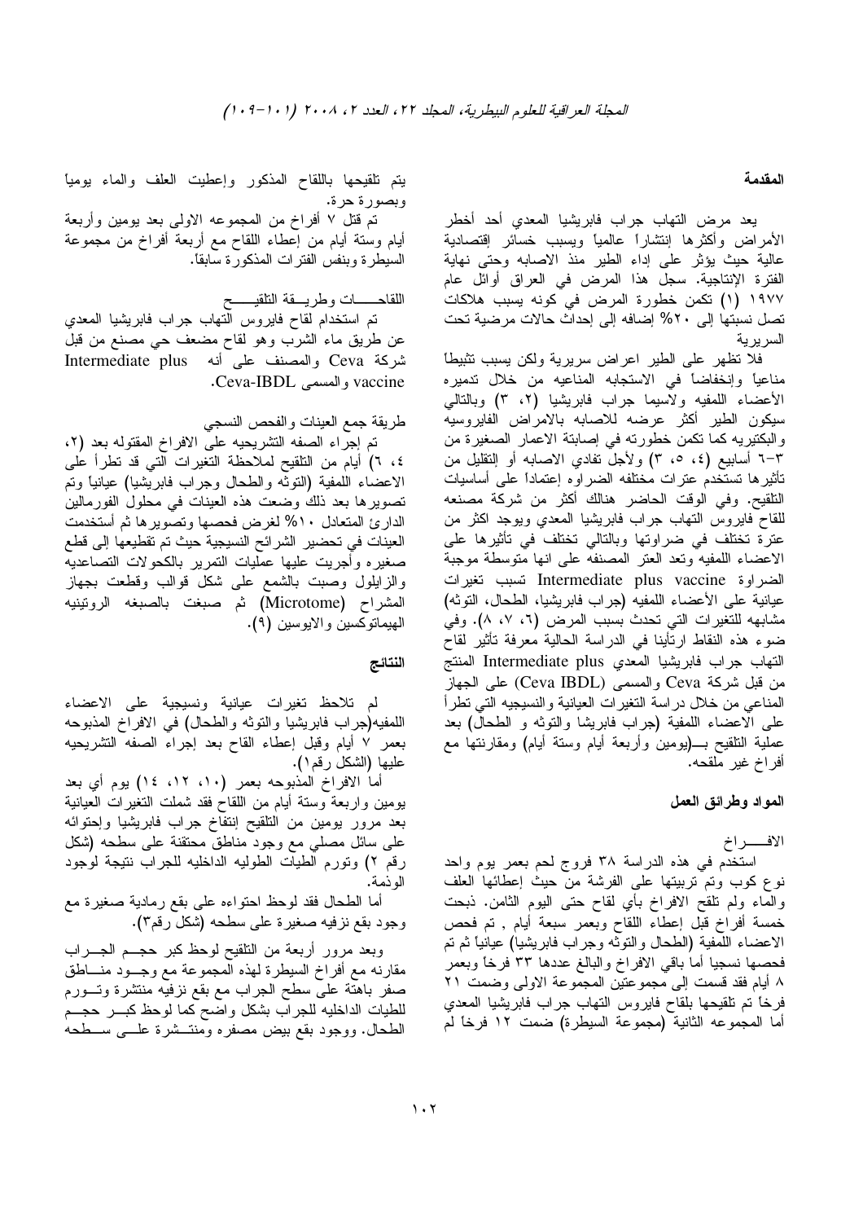## المقدمة

يعد مرض التهاب جراب فابريشيا المعدي أحد أخطر الأمراض وأكثرها إنتشاراً عالمياً ويسبب خسائر إقتصادية عالية حيث يؤثر على إداء الطير منذ الاصابه وحتى نهاية الفترة الإنتاجية. سجل هذا المرض في العراق أوائل عام ١٩٧٧ (١) تكمن خطورة المرض في كونه يسبب هلاكات تصل نسبتها إلى ٢٠% إضافه إلى إحداث حالات مرضية تحت السريرية

فلا تظهر على الطير اعراض سريرية ولكن يسبب تثبيطاً مناعياً وإنخفاضاً في الاستجابه المناعيه من خلال تدميره الأعضاء اللمفيه ولاسيما جراب فابريشيا (٢، ٣) وبالتالي سيكون الطير أكثر عرضه للاصابه بالامراض الفايروسيه والبكتيريه كما تكمن خطورته في إصابتة الاعمار الصغيرة من ٣-٦ أسابيع (٤، ٥، ٣) ولأجل تفادي الاصابه أو التقليل من تأثيرها تستخدم عترات مختلفه الضراوه إعتماداً على أساسيات التلقيح. وفي الوقت الحاضر هنالك أكثر من شركة مصنعه للقاح فايروس التهاب جراب فابريشيا المعدي ويوجد اكثر من عترة تختلف في ضراوتها وبالتالي تختلف في تأثيرها على الاعضاء اللمفيه وتعد العتر المصنفه على انها متوسطة موجبة الضراوة Intermediate plus vaccine تسبب تغيرات عيانية على الأعضاء اللمفيه (جراب فابريشيا، الطحال، التوثه) مشابهه للتغيرات التي تحدث بسبب المرض (٦، ٧، ٨). وفي ضوء هذه النقاط ارتأينا في الدراسة الحالية معرفة تأثير لقاح التهاب جراب فابريشيا المعدي Intermediate plus المنتج من قبل شركة Ceva والمسمى (Ceva IBDL) على الجهاز المناعي من خلال دراسة التغيرات العيانية والنسيجيه التي تطرأ على الأعضاء اللمفية (جراب فابريشا والتوثه و الطحال) بعد عملية التلقيح بـ(يومين وأربعة أيام وستة أيام) ومقارنتها مع أفراخ غير ملقحه.

## المواد وطرائق العمل

الافــــراخ

استخدم في هذه الدراسة ٣٨ فروج لحم بعمر يوم واحد نوع كوب وتم تربيتها على الفرشة من حيث إعطائها العلف والماء ولم تلقح الافراخ بأي لقاح حتى اليوم الثامن. ذبحت خمسة أفراخ قبل إعطاء اللقاح وبعمر سبعة أيام , تم فحص الاعضاء اللمفية (الطحال والتوثه وجراب فابريشيا) عيانياً ثم تم فحصها نسجيا أما باقي الافراخ والبالغ عددها ٣٣ فرخاً وبعمر ٨ أيام فقد قسمت إلى مجموعتين المجموعة الاولى ضمت ٢١ فرخاً تم تلقيحها بلقاح فايروس التهاب جراب فابريشيا المعدي أما المجموعه الثانية (مجموعة السيطرة) ضمت ١٢ فرخاً لم يتم تلقيحها باللقاح المذكور وإعطيت العلف والماء يومياً وبصورة حرة.

تم قتل ٧ أفراخ من المجموعه الاولى بعد يومين وأربعة أيام وستة أيام من إعطاء اللقاح مع أربعة أفراخ من مجموعة السيطرة وبنفس الفترات المذكورة سابقاً.

اللقاحــــات وطريـــقة التلقيــــح

تم استخدام لقاح فايروس التهاب جراب فابريشيا المعدي عن طريق ماء الشرب وهو لقاح مضعف حي مصنع من قبل شركة Ceva والمصنف على أنه Intermediate plus vaccine والمسمى Ceva-IBDL.

طريقة جمع العينات والفحص النسجي

تم إجراء الصفه التشريحيه على الافراخ المقتوله بعد (٢، ٤، ٦) أيام من التلقيح لملاحظة التغيرات التي قد تطرأ على الاعضاء اللمفية (التوثه والطحال وجراب فابريشيا) عيانيا وتم تصويرها بعد ذلك وضعت هذه العينات في محلول الفورمالين الدارئ المتعادل ١٠% لغرض فحصها وتصويرها ثم أستخدمت العينات في تحضير الشرائح النسيجية حيث تم تقطيعها إلى قطع صغيره وأجريت عليها عمليات التمرير بالكحولات التصاعديه والزايلول وصبت بالشمع على شكل قوالب وقطعت بجهاز المشراح (Microtome) ثم صبغت بالصبغه الروتينيه الهيماتوكسين والايوسين (٩).

## النتائج

لم تلاحظ تغيرات عيانية ونسيجية على الاعضاء اللمفيه(جراب فابريشيا والتوثه والطحال) في الافراخ المذبوحه بعمر ٧ أيام وقبل إعطاء القاح بعد إجراء الصفه التشريحيه عليها (الشكل رقم١).

أما الافراخ المذبوحه بعمر (١٠، ١٢، ١٤) يوم أي بعد يومين واربعة وستة أيام من اللقاح فقد شملت التغيرات العيانية بعد مرور يومين من التلقيح إنتفاخ جراب فابريشيا وإحتوائه على سائل مصلي مع وجود مناطق محتقنة على سطحه (شكل رقم ٢) وتورم الطيات الطوليه الداخليه للجراب نتيجة لوجود الوذمة.

أما الطحال فقد لوحظ احتواءه على بقع رمادية صغيرة مع وجود بقع نزفيه صغيرة على سطحه (شكل رقم٣).

وبعد مرور أربعة من التلقيح لوحظ كبر حجـم الجـراب مقارنه مع أفراخ السيطرة لهذه المجموعة مع وجـود منـاطق صفر باهتة على سطح الجراب مع بقع نزفيه منتشرة وتـورم للطيات الداخليه للجراب بشكل واضح كما لوحظ كبـر حجـم الطحال. ووجود بقع بيض مصفره ومنتـشرة علـى سـطحه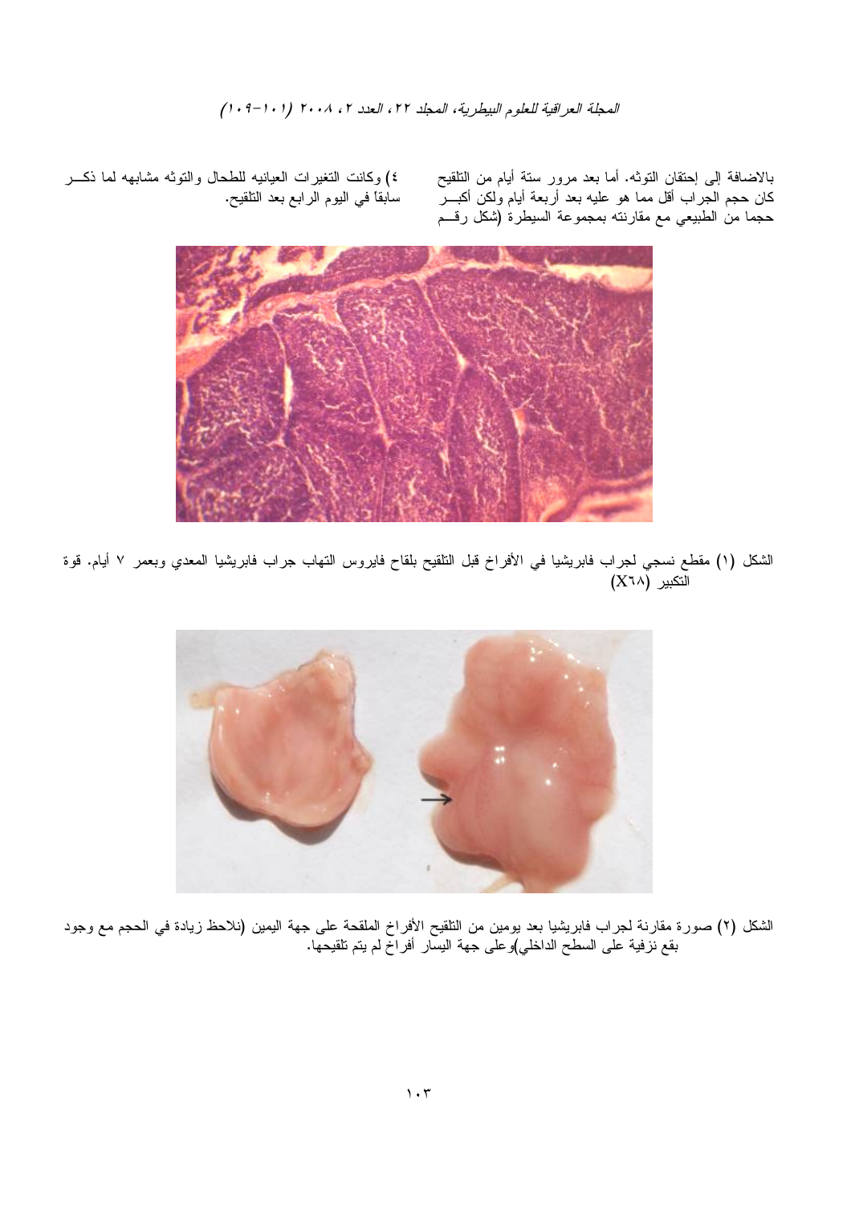بالاضافة إلى إحتقان التوثه. أما بعد مرور ستة أيام من التلقيح كان حجم الجراب أقل مما هو عليه بعد أربعة أيام ولكن أكبـــر حجما من الطبيعي مع مقارنته بمجموعة السيطرة (شكل رقــم ٤) وكانت التغيرات العيانيه للطحال والتوثه مشابهه لما ذكــر سابقاً في اليوم الرابع بعد التلقيح.

الشكل (١) مقطع نسجي لجراب فابريشيا في الأفراخ قبل التلقيح بلقاح فايروس التهاب جراب فابريشيا المعدي وبعمر ٧ أيام. قوة التكبير (X٦٨)

الشكل (٢) صورة مقارنة لجراب فابريشيا بعد يومين من التلقيح الأفراخ الملقحة على جهة اليمين (نلاحظ زيادة في الحجم مع وجود بقع نزفية على السطح الداخلي)وعلى جهة اليسار أفراخ لم يتم تلقيحها.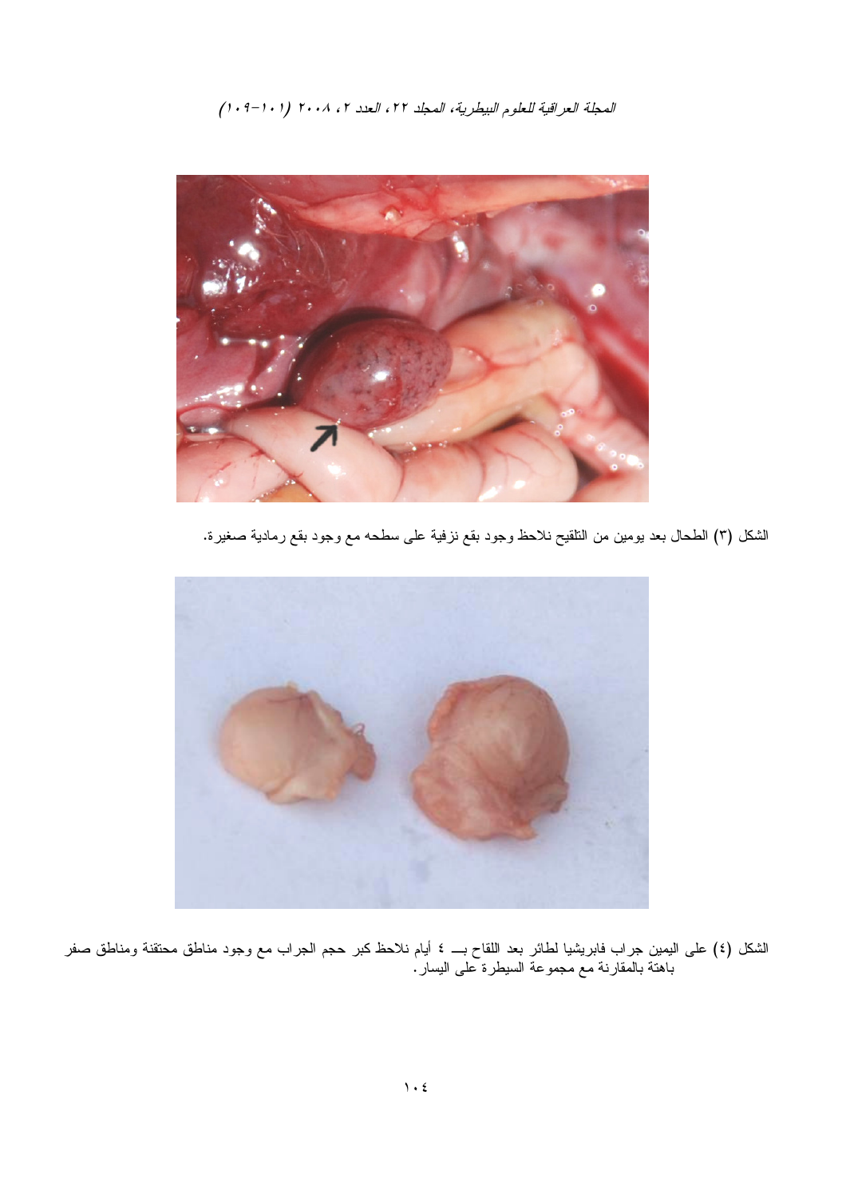الشكل (٣) الطحال بعد يومين من التلقيح نلاحظ وجود بقع نزفية على سطحه مع وجود بقع رمادية صغيرة.

الشكل (٤) على اليمين جراب فابريشيا لطائر بعد اللقاح بـــ ٤ أيام نلاحظ كبر حجم الجراب مع وجود مناطق محتقنة ومناطق صفر باهتة بالمقارنة مع مجموعة السيطرة على اليسار.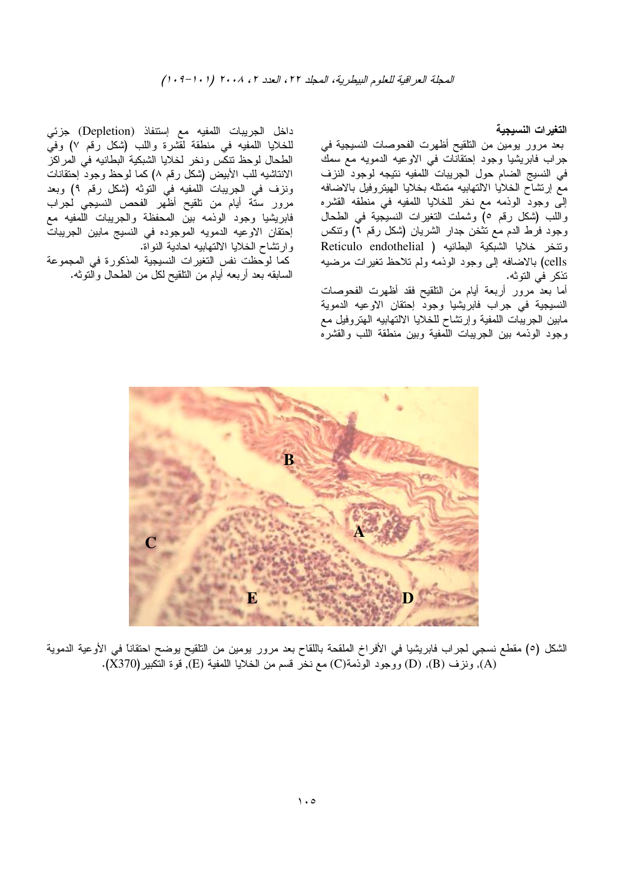**التغيرات النسيجية**

بعد مرور يومين من التلقيح أظهرت الفحوصات النسيجية في جراب فابريشيا وجود إحتقانات في الاوعيه الدمويه مع سمك في النسيج الضام حول الجريبات اللمفيه نتيجه لوجود النزف مع إرتشاح الخلايا الالتهابيه متمثله بخلايا الهيتروفيل بالاضافه إلى وجود الوذمه مع نخر للخلايا اللمفيه في منطقه القشره واللب (شكل رقم ٥) وشملت التغيرات النسيجية في الطحال وجود فرط الدم مع تثخن جدار الشريان (شكل رقم ٦) وتنكس وتنخر خلايا الشبكية البطانيه ( Reticulo endothelial cells) بالاضافه إلى وجود الوذمه ولم تلاحظ تغيرات مرضيه تذكر في التوثه.

أما بعد مرور أربعة أيام من التلقيح فقد أظهرت الفحوصات النسيجية في جراب فابريشيا وجود إحتقان الاوعيه الدموية مابين الجريبات اللمفية وإرتشاح للخلايا الالتهابيه الهتروفيل مع وجود الوذمه بين الجريبات اللمفية وبين منطقة اللب والقشره داخل الجريبات اللمفيه مع إستنفاذ (Depletion) جزئي للخلايا اللمفيه في منطقة لقشرة واللب (شكل رقم ٧) وفي الطحال لوحظ تنكس ونخر لخلايا الشبكية البطانيه في المراكز الانتاشيه للب الأبيض (شكل رقم ٨) كما لوحظ وجود إحتقانات ونزف في الجريبات اللمفيه في التوثه (شكل رقم ٩) وبعد مرور ستة أيام من تلقيح أظهر الفحص النسيجي لجراب فابريشيا وجود الوذمه بين المحفظة والجريبات اللمفيه مع إحتقان الاوعيه الدمويه الموجوده في النسيج مابين الجريبات وارتشاح الخلايا الالتهابيه احادية النواة.

كما لوحظت نفس التغيرات النسيجية المذكورة في المجموعة السابقه بعد أربعه أيام من التلقيح لكل من الطحال والتوثه.

الشكل (٥) مقطع نسجي لجراب فابريشيا في الأفراخ الملقحة باللقاح بعد مرور يومين من التلقيح يوضح احتقاناً في الأوعية الدموية (A), ونزف (B), (D) ووجود الوذمة(C) مع نخر قسم من الخلايا اللمفية (E), قوة التكبير(X370).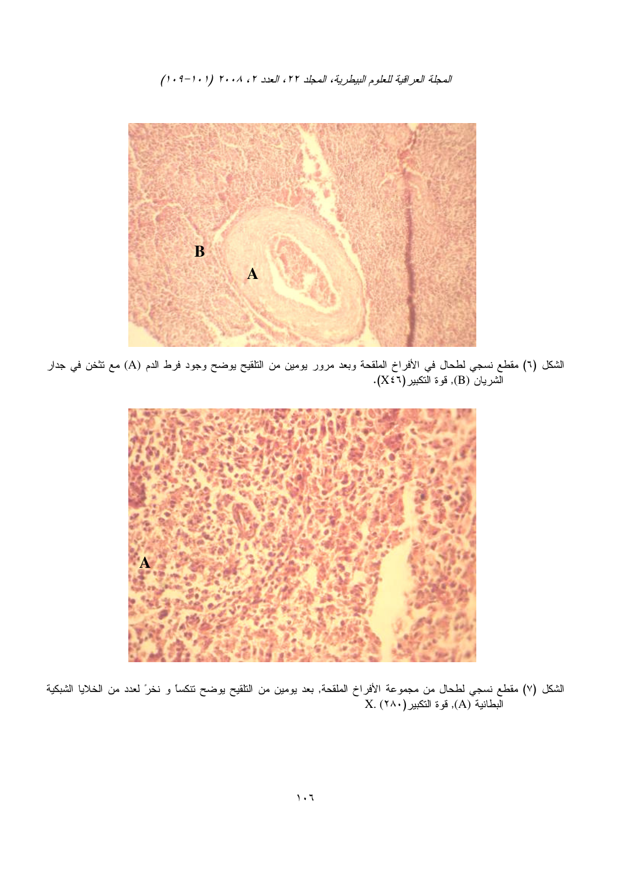الشكل (٦) مقطع نسجي لطحال في الأفراخ الملقحة وبعد مرور يومين من التلقيح يوضح وجود فرط الدم (A) مع تثخن في جدار الشريان (B)، قوة التكبير (X٤٦).

الشكل (٧) مقطع نسجي لطحال من مجموعة الأفراخ الملقحة. بعد يومين من التلقيح يوضح تنكساً و نخرً لعدد من الخلايا الشبكية البطانية (A)، قوة التكبير (٢٨٠) .X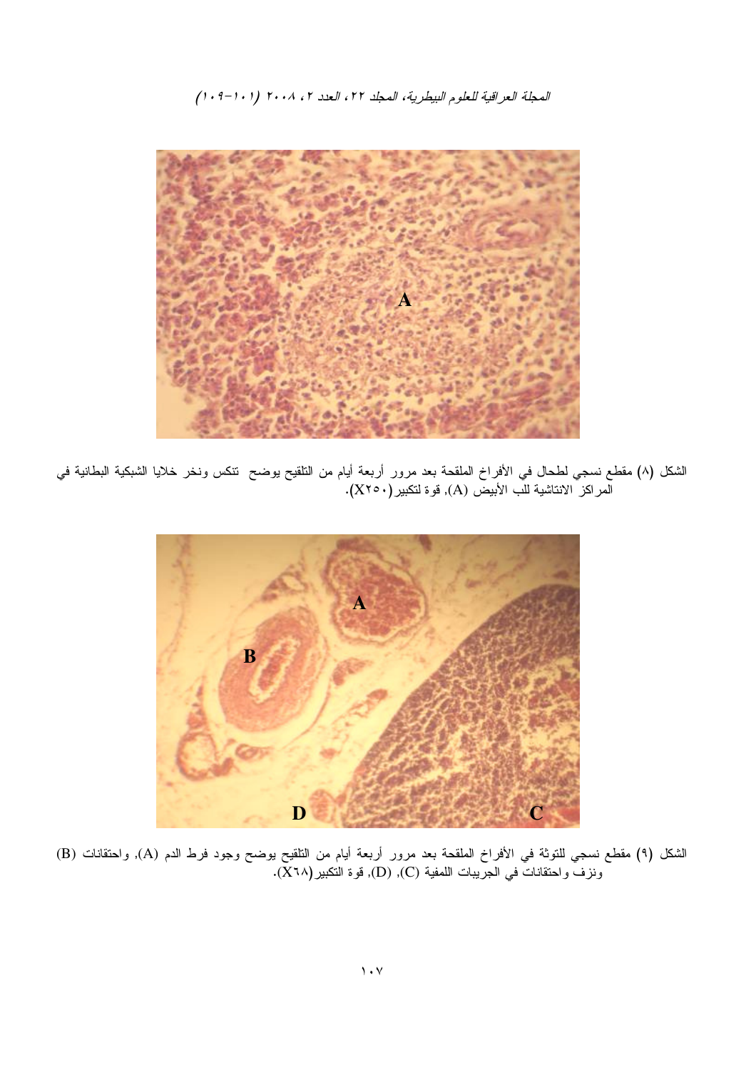الشكل (٨) مقطع نسجي لطحال في الأفراخ الملقحة بعد مرور أربعة أيام من التلقيح يوضح تنكس ونخر خلايا الشبكية البطانية في المراكز الانتاشية للب الأبيض (A), قوة لتكبير (X٢٥٠).

الشكل (٩) مقطع نسجي للتوثة في الأفراخ الملقحة بعد مرور أربعة أيام من التلقيح يوضح وجود فرط الدم (A), واحتقانات (B) ونزف واحتقانات في الجريبات اللمفية (C), (D), قوة التكبير (X٦٨).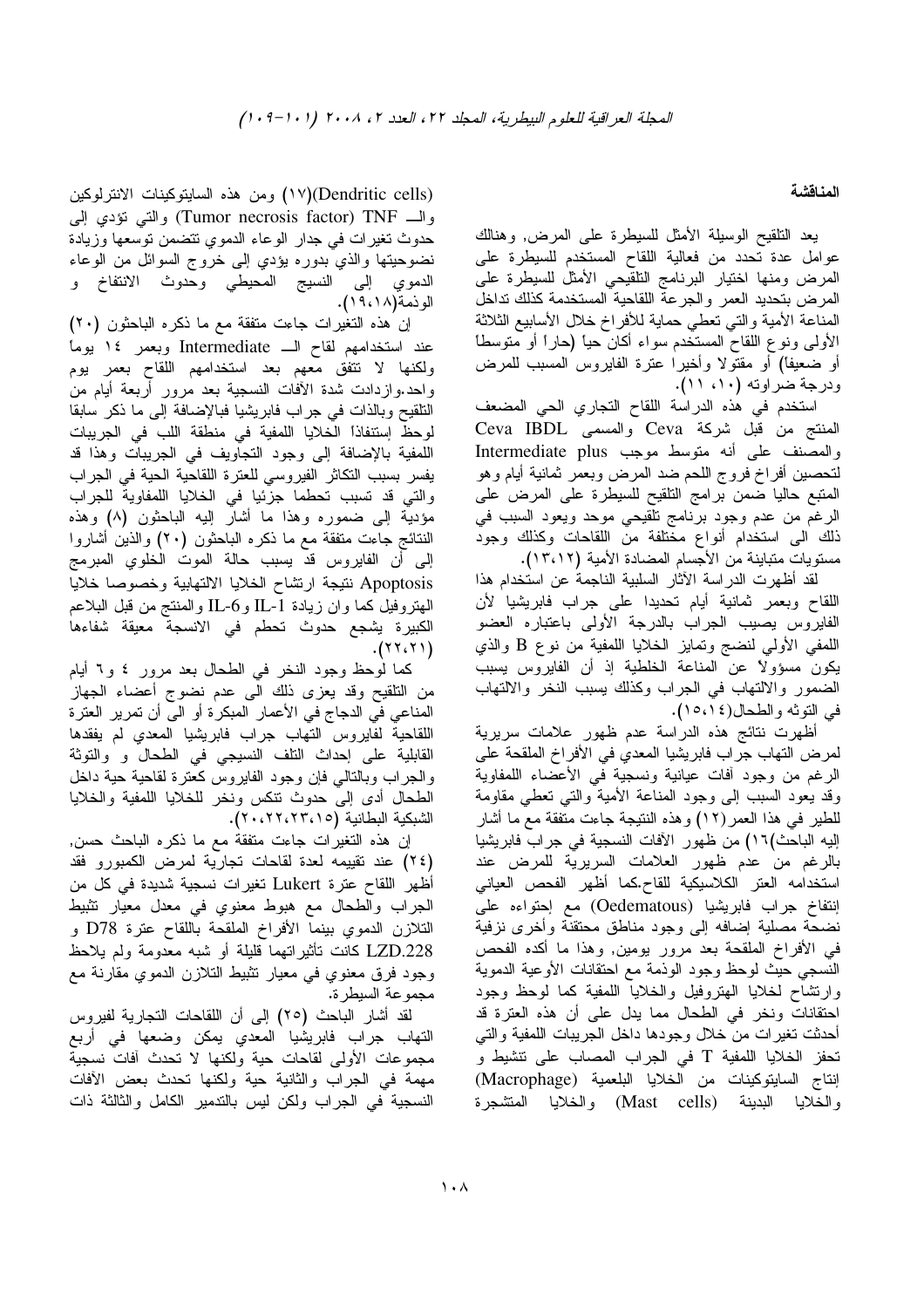## المناقشة

يعد التلقيح الوسيلة الأمثل للسيطرة على المرض, وهنالك عوامل عدة تحدد من فعالية اللقاح المستخدم للسيطرة على المرض ومنها اختيار البرنامج التلقيحي الأمثل للسيطرة على المرض بتحديد العمر والجرعة اللقاحية المستخدمة كذلك تداخل المناعة الأمية والتي تعطي حماية للأفراخ خلال الأسابيع الثلاثة الأولى ونوع اللقاح المستخدم سواء أكان حياً (حاراً أو متوسطاً أو ضعيفا) أو مقتولا وأخيرا عترة الفايروس المسبب للمرض ودرجة ضراوته (١٠، ١١).

استخدم في هذه الدراسة اللقاح التجاري الحي المضعف المنتج من قبل شركة Ceva والمسمى Ceva IBDL والمصنف على أنه متوسط موجب Intermediate plus لتحصين أفراخ فروج اللحم ضد المرض وبعمر ثمانية أيام وهو المتبع حاليا ضمن برامج التلقيح للسيطرة على المرض على الرغم من عدم وجود برنامج تلقيحي موحد ويعود السبب في ذلك الى استخدام أنواع مختلفة من اللقاحات وكذلك وجود مستويات متباينة من الأجسام المضادة الأمية (١٢،١٣).

لقد أظهرت الدراسة الآثار السلبية الناجمة عن استخدام هذا اللقاح وبعمر ثمانية أيام تحديدا على جراب فابريشيا لأن الفايروس يصيب الجراب بالدرجة الأولى باعتباره العضو اللمفي الأولي لنضج وتمايز الخلايا اللمفية من نوع B والذي يكون مسؤولاً عن المناعة الخلطية إذ أن الفايروس يسبب الضمور والالتهاب في الجراب وكذلك يسبب النخر والالتهاب في التوثة والطحال(١٤،١٥).

أظهرت نتائج هذه الدراسة عدم ظهور علامات سريرية لمرض التهاب جراب فابريشيا المعدي في الأفراخ الملقحة على الرغم من وجود آفات عيانية ونسجية في الأعضاء اللمفاوية وقد يعود السبب إلى وجود المناعة الأمية والتي تعطي مقاومة للطير في هذا العمر (١٢) وهذه النتيجة جاءت متفقة مع ما أشار إليه الباحث(١٦) من ظهور الآفات النسجية في جراب فابريشيا بالرغم من عدم ظهور العلامات السريرية للمرض عند استخدامه العتر الكلاسيكية للقاح.كما أظهر الفحص العياني إنتفاخ جراب فابريشيا (Oedematous) مع إحتواءه على نضحة مصلية إضافه إلى وجود مناطق محتقنة وأخرى نزفية في الأفراخ الملقحة بعد مرور يومين, وهذا ما أكده الفحص النسجي حيث لوحظ وجود الوذمة مع احتقانات الأوعية الدموية وارتشاح لخلايا الهتروفيل والخلايا اللمفية كما لوحظ وجود احتقانات ونخر في الطحال مما يدل على أن هذه العترة قد أحدثت تغيرات من خلال وجودها داخل الجريبات اللمفية والتي تحفز الخلايا اللمفية T في الجراب المصاب على تنشيط و إنتاج السايتوكينات من الخلايا البلعمية (Macrophage) والخلايا البدينة (Mast cells) والخلايا المتشجرة (Dendritic cells)(١٧) ومن هذه السايتوكينات الانترلوكين والـ TNF (Tumor necrosis factor) والتي تؤدي إلى حدوث تغيرات في جدار الوعاء الدموي تتضمن توسعها وزيادة نضوحيتها والذي بدوره يؤدي إلى خروج السوائل من الوعاء الدموي إلى النسيج المحيطي وحدوث الانتفاخ و الوذمة(١٨،١٩).

إن هذه التغيرات جاءت متفقة مع ما ذكره الباحثون (٢٠) عند استخدامهم لقاح الـ Intermediate وبعمر ١٤ يوماً ولكنها لا تتفق معهم بعد استخدامهم اللقاح بعمر يوم واحد.وازدادت شدة الآفات النسجية بعد مرور أربعة أيام من التلقيح وبالذات في جراب فابريشيا فبالإضافة إلى ما ذكر سابقا لوحظ إستنفاذ الخلايا اللمفية في منطقة اللب في الجريبات اللمفية بالإضافة إلى وجود التجاويف في الجريبات وهذا قد يفسر بسبب التكاثر الفيروسي للعترة اللقاحية الحية في الجراب والتي قد تسبب تحطما جزئيا في الخلايا اللمفاوية للجراب مؤدية إلى ضموره وهذا ما أشار إليه الباحثون (٨) وهذه النتائج جاءت متفقة مع ما ذكره الباحثون (٢٠) والذين أشاروا إلى أن الفايروس قد يسبب حالة الموت الخلوي المبرمج Apoptosis نتيجة ارتشاح الخلايا الالتهابية وخصوصا خلايا الهتروفيل كما وان زيادة IL-1 وIL-6 والمنتج من قبل البلاعم الكبيرة يشجع حدوث تحطم في الانسجة معيقة شفاءها (٢١،٢٢).

كما لوحظ وجود النخر في الطحال بعد مرور ٤ و٦ أيام من التلقيح وقد يعزى ذلك الى عدم نضوج أعضاء الجهاز المناعي في الدجاج في الأعمار المبكرة أو الى أن تمرير العترة اللقاحية لفايروس التهاب جراب فابريشيا المعدي لم يفقدها القابلية على إحداث التلف النسيجي في الطحال و التوثة والجراب وبالتالي فإن وجود الفايروس كعترة لقاحية حية داخل الطحال أدى إلى حدوث تنكس ونخر للخلايا اللمفية والخلايا الشبكية البطانية (١٥،٢٣،٢٢،٢٠).

إن هذه التغيرات جاءت متفقة مع ما ذكره الباحث حسن, (٢٤) عند تقييمه لعدة لقاحات تجارية لمرض الكمبورو فقد أظهر اللقاح عترة Lukert تغيرات نسجية شديدة في كل من الجراب والطحال مع هبوط معنوي في معدل معيار تثبيط التلازن الدموي بينما الأفراخ الملقحة باللقاح عترة D78 و LZD.228 كانت تأثيراتهما قليلة أو شبه معدومة ولم يلاحظ وجود فرق معنوي في معيار تثبيط التلازن الدموي مقارنة مع مجموعة السيطرة.

لقد أشار الباحث (٢٥) إلى أن اللقاحات التجارية لفيروس التهاب جراب فابريشيا المعدي يمكن وضعها في أربع مجموعات الأولى لقاحات حية ولكنها لا تحدث آفات نسجية مهمة في الجراب والثانية حية ولكنها تحدث بعض الآفات النسجية في الجراب ولكن ليس بالتدمير الكامل والثالثة ذات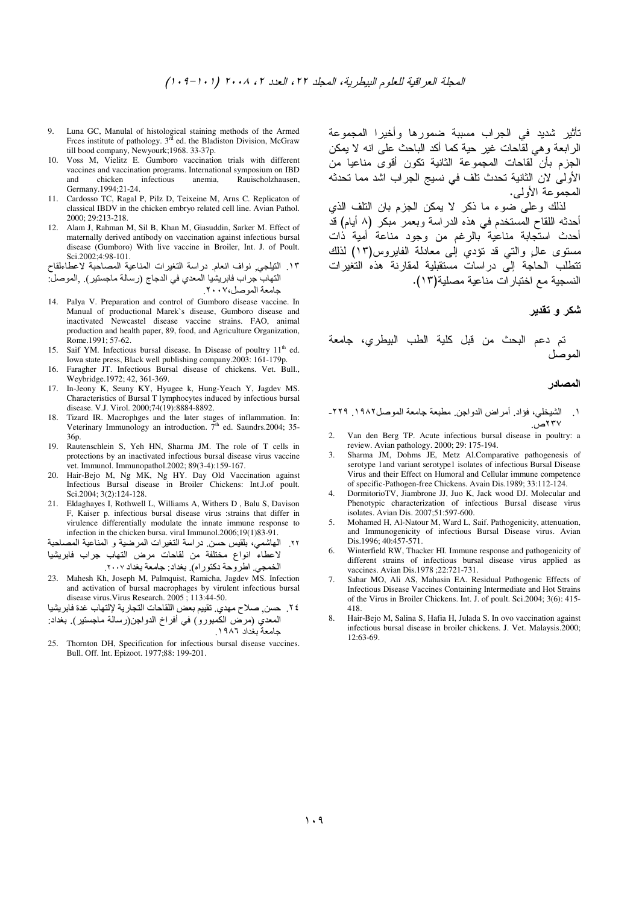تأثير شديد في الجراب مسببة ضمورها وأخيرا المجموعة الرابعة وهي لقاحات غير حية كما أكد الباحث على انه لا يمكن الجزم بأن لقاحات المجموعة الثانية تكون أقوى مناعيا من الأولى لان الثانية تحدث تلف في نسيج الجراب اشد مما تحدثه المجموعة الأولى.

لذلك وعلى ضوء ما ذكر لا يمكن الجزم بان التلف الذي أحدثه اللقاح المستخدم في هذه الدراسة وبعمر مبكر (٨ أيام) قد أحدث استجابة مناعية بالرغم من وجود مناعة أمية ذات مستوى عالٍ والتي قد تؤدي إلى معادلة الفايروس(١٣) لذلك تتطلب الحاجة إلى دراسات مستقبلية لمقارنة هذه التغيرات النسجية مع اختبارات مناعية مصلية(١٣).

## شكر و تقدير

تم دعم البحث من قبل كلية الطب البيطري، جامعة الموصل

## المصادر

١. الشيخلي، فؤاد. أمراض الدواجن. مطبعة جامعة الموصل١٩٨٢. ٢٢٩-٢٣٧ص.
2. Van den Berg TP. Acute infectious bursal disease in poultry: a review. Avian pathology. 2000; 29: 175-194.
3. Sharma JM, Dohms JE, Metz Al.Comparative pathogenesis of serotype 1and variant serotype1 isolates of infectious Bursal Disease Virus and their Effect on Humoral and Cellular immune competence of specific-Pathogen-free Chickens. Avain Dis.1989; 33:112-124.
4. DormitorioTV, Jiambrone JJ, Juo K, Jack wood DJ. Molecular and Phenotypic characterization of infectious Bursal disease virus isolates. Avian Dis. 2007;51:597-600.
5. Mohamed H, Al-Natour M, Ward L, Saif. Pathogenicity, attenuation, and Immunogenicity of infectious Bursal Disease virus. Avian Dis.1996; 40:457-571.
6. Winterfield RW, Thacker HI. Immune response and pathogenicity of different strains of infectious bursal disease virus applied as vaccines. Avian Dis.1978 ;22:721-731.
7. Sahar MO, Ali AS, Mahasin EA. Residual Pathogenic Effects of Infectious Disease Vaccines Containing Intermediate and Hot Strains of the Virus in Broiler Chickens. Int. J. of poult. Sci.2004; 3(6): 415-418.
8. Hair-Bejo M, Salina S, Hafia H, Julada S. In ovo vaccination against infectious bursal disease in broiler chickens. J. Vet. Malaysis.2000; 12:63-69.
9. Luna GC, Manulal of histological staining methods of the Armed Frces institute of pathology. 3rd ed. the Bladiston Division, McGraw till bood company, Newyourk;1968. 33-37p.
10. Voss M, Vielitz E. Gumboro vaccination trials with different vaccines and vaccination programs. International symposium on IBD and chicken infectious anemia, Rauischolzhausen, Germany.1994;21-24.
11. Cardosso TC, Ragal P, Pilz D, Teixeine M, Arns C. Replicaton of classical IBDV in the chicken embryo related cell line. Avian Pathol. 2000; 29:213-218.
12. Alam J, Rahman M, Sil B, Khan M, Giasuddin, Sarker M. Effect of maternally derived antibody on vaccination against infectious bursal disease (Gumboro) With live vaccine in Broiler, Int. J. of Poult. Sci.2002;4:98-101.

١٣. التيلجي, نواف انعام. دراسة التغيرات المناعية المصاحبة لاعطاءلقاح التهاب جراب فابريشيا المعدي في الدجاج (رسالة ماجستير). ,الموصل: جامعة الموصل،٢٠٠٧.

14. Palya V. Preparation and control of Gumboro disease vaccine. In Manual of productional Marek`s disease, Gumboro disease and inactivated Newcastel disease vaccine strains. FAO, animal production and health paper, 89, food, and Agriculture Organization, Rome.1991; 57-62.
15. Saif YM. Infectious bursal disease. In Disease of poultry 11th ed. Iowa state press, Black well publishing company.2003: 161-179p.
16. Faragher JT. Infectious Bursal disease of chickens. Vet. Bull., Weybridge.1972; 42, 361-369.
17. In-Jeony K, Seuny KY, Hyugee k, Hung-Yeach Y, Jagdev MS. Characteristics of Bursal T lymphocytes induced by infectious bursal disease. V.J. Virol. 2000;74(19):8884-8892.
18. Tizard IR. Macrophges and the later stages of inflammation. In: Veterinary Immunology an introduction. 7th ed. Saundrs.2004; 35-36p.
19. Rautenschlein S, Yeh HN, Sharma JM. The role of T cells in protections by an inactivated infectious bursal disease virus vaccine vet. Immunol. Immunopathol.2002; 89(3-4):159-167.
20. Hair-Bejo M, Ng MK, Ng HY. Day Old Vaccination against Infectious Bursal disease in Broiler Chickens: Int.J.of poult. Sci.2004; 3(2):124-128.
21. Eldaghayes I, Rothwell L, Williams A, Withers D , Balu S, Davison F, Kaiser p. infectious bursal disease virus :strains that differ in virulence differentially modulate the innate immune response to infection in the chicken bursa. viral Immunol.2006;19(1)83-91.

٢٢. الهاشمي، بلقيس حسن. دراسة التغيرات المرضية و المناعية المصاحبة لاعطاء انواع مختلفة من لقاحات مرض التهاب جراب فابريشيا الخمجي. اطروحة دكتوراه). بغداد: جامعة بغداد ٢٠٠٧.

23. Mahesh Kh, Joseph M, Palmquist, Ramicha, Jagdev MS. Infection and activation of bursal macrophages by virulent infectious bursal disease virus.Virus Research. 2005 ; 113:44-50.

٢٤. حسن, صلاح مهدي. تقييم بعض اللقاحات التجارية لإلتهاب غدة فابريشيا المعدي (مرض الكمبورو) في أفراخ الدواجن(رسالة ماجستير). بغداد: جامعة بغداد ١٩٨٦.

25. Thornton DH, Specification for infectious bursal disease vaccines. Bull. Off. Int. Epizoot. 1977;88: 199-201.